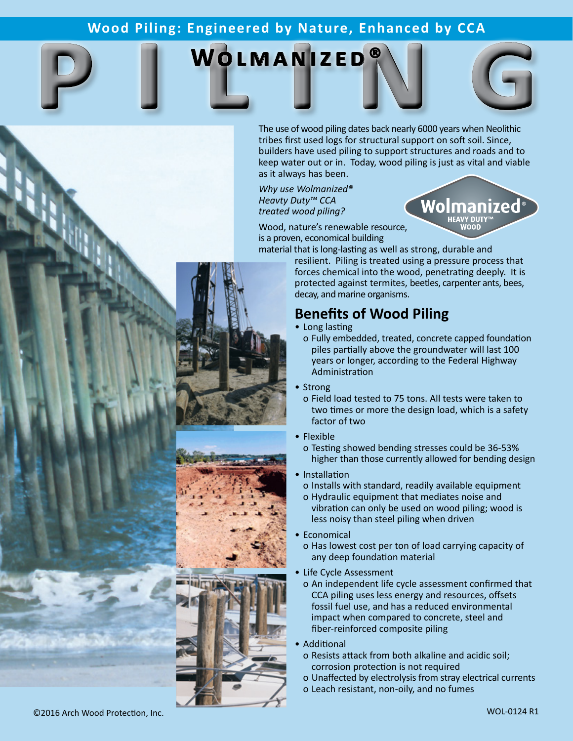Wood Piling: Engineered by Nature, Enhanced by CCA

# WOLMANIZED® PILING

The use of wood piling dates back nearly 6000 years when Neolithic tribes first used logs for structural support on soft soil. Since, builders have used piling to support structures and roads and to keep water out or in. Today, wood piling is just as vital and viable as it always has been.

*Why use Wolmanized® Heavty Duty™ CCA treated wood piling?*

Wolmanized® HEAVY DUTY™ WOOD

Wood, nature's renewable resource, is a proven, economical building material that is long-lasting as well as strong, durable and resilient. Piling is treated using a pressure process that forces chemical into the wood, penetrating deeply. It is protected against termites, beetles, carpenter ants, bees, decay, and marine organisms.

## Benefits of Wood Piling

- Long lasting
  - Fully embedded, treated, concrete capped foundation piles partially above the groundwater will last 100 years or longer, according to the Federal Highway Administration
- Strong
  - Field load tested to 75 tons. All tests were taken to two times or more the design load, which is a safety factor of two
- Flexible
  - Testing showed bending stresses could be 36-53% higher than those currently allowed for bending design
- Installation
  - Installs with standard, readily available equipment
  - Hydraulic equipment that mediates noise and vibration can only be used on wood piling; wood is less noisy than steel piling when driven
- Economical
  - Has lowest cost per ton of load carrying capacity of any deep foundation material
- Life Cycle Assessment
  - An independent life cycle assessment confirmed that CCA piling uses less energy and resources, offsets fossil fuel use, and has a reduced environmental impact when compared to concrete, steel and fiber-reinforced composite piling
- Additional
  - Resists attack from both alkaline and acidic soil; corrosion protection is not required
  - Unaffected by electrolysis from stray electrical currents
  - Leach resistant, non-oily, and no fumes

©2016 Arch Wood Protection, Inc.

WOL-0124 R1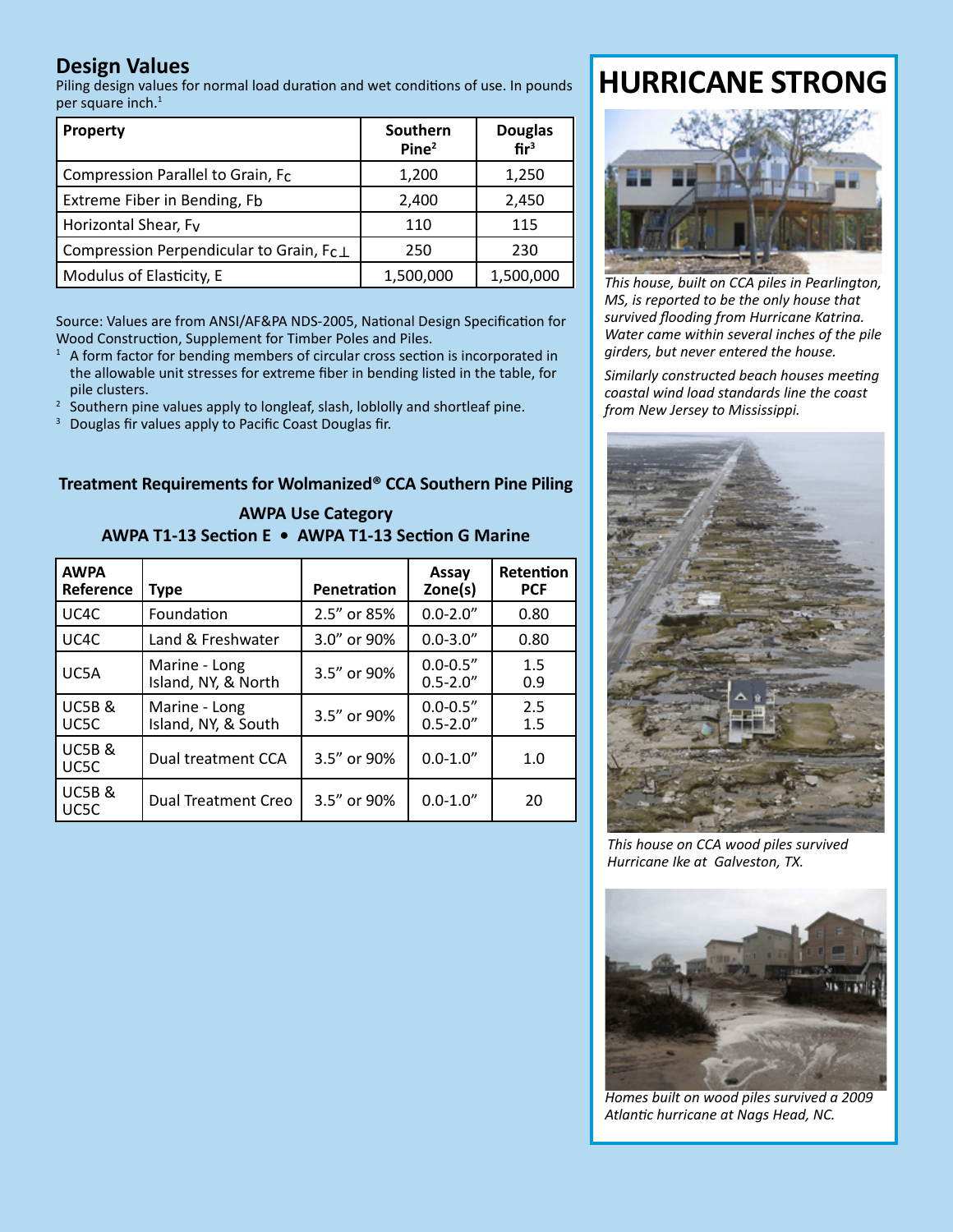## Design Values

Piling design values for normal load duration and wet conditions of use. In pounds per square inch.[1]

| Property | Southern Pine[2] | Douglas fir[3] |
|---|---|---|
| Compression Parallel to Grain, $F_c$ | 1,200 | 1,250 |
| Extreme Fiber in Bending, Fb | 2,400 | 2,450 |
| Horizontal Shear, $F_v$ | 110 | 115 |
| Compression Perpendicular to Grain, $F_{c\perp}$ | 250 | 230 |
| Modulus of Elasticity, E | 1,500,000 | 1,500,000 |

Source: Values are from ANSI/AF&PA NDS-2005, National Design Specification for Wood Construction, Supplement for Timber Poles and Piles.

[1] A form factor for bending members of circular cross section is incorporated in the allowable unit stresses for extreme fiber in bending listed in the table, for pile clusters.

[2] Southern pine values apply to longleaf, slash, loblolly and shortleaf pine.

[3] Douglas fir values apply to Pacific Coast Douglas fir.

### Treatment Requirements for Wolmanized® CCA Southern Pine Piling

**AWPA Use Category**
**AWPA T1-13 Section E • AWPA T1-13 Section G Marine**

| AWPA Reference | Type | Penetration | Assay Zone(s) | Retention PCF |
|---|---|---|---|---|
| UC4C | Foundation | 2.5" or 85% | 0.0-2.0" | 0.80 |
| UC4C | Land & Freshwater | 3.0" or 90% | 0.0-3.0" | 0.80 |
| UC5A | Marine - Long Island, NY, & North | 3.5" or 90% | 0.0-0.5"<br>0.5-2.0" | 1.5<br>0.9 |
| UC5B & UC5C | Marine - Long Island, NY, & South | 3.5" or 90% | 0.0-0.5"<br>0.5-2.0" | 2.5<br>1.5 |
| UC5B & UC5C | Dual treatment CCA | 3.5" or 90% | 0.0-1.0" | 1.0 |
| UC5B & UC5C | Dual Treatment Creo | 3.5" or 90% | 0.0-1.0" | 20 |

## HURRICANE STRONG

*This house, built on CCA piles in Pearlington, MS, is reported to be the only house that survived flooding from Hurricane Katrina. Water came within several inches of the pile girders, but never entered the house.*

*Similarly constructed beach houses meeting coastal wind load standards line the coast from New Jersey to Mississippi.*

*This house on CCA wood piles survived Hurricane Ike at Galveston, TX.*

*Homes built on wood piles survived a 2009 Atlantic hurricane at Nags Head, NC.*